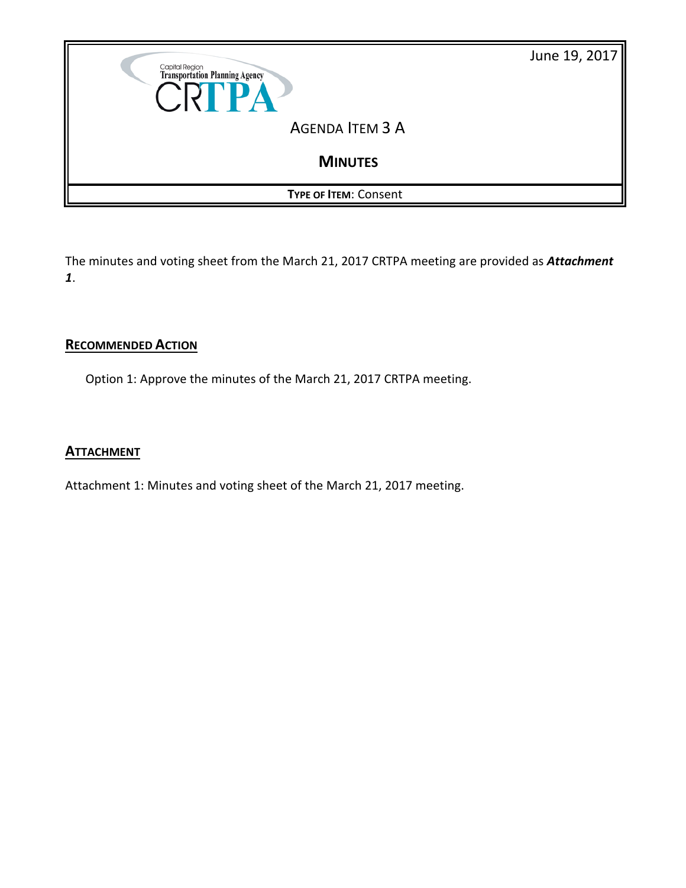Capital Region Transportation Planning Agency
CRTPA

June 19, 2017

# AGENDA ITEM 3 A

## MINUTES

**TYPE OF ITEM**: Consent

The minutes and voting sheet from the March 21, 2017 CRTPA meeting are provided as ***Attachment 1***.

## RECOMMENDED ACTION

Option 1: Approve the minutes of the March 21, 2017 CRTPA meeting.

## ATTACHMENT

Attachment 1: Minutes and voting sheet of the March 21, 2017 meeting.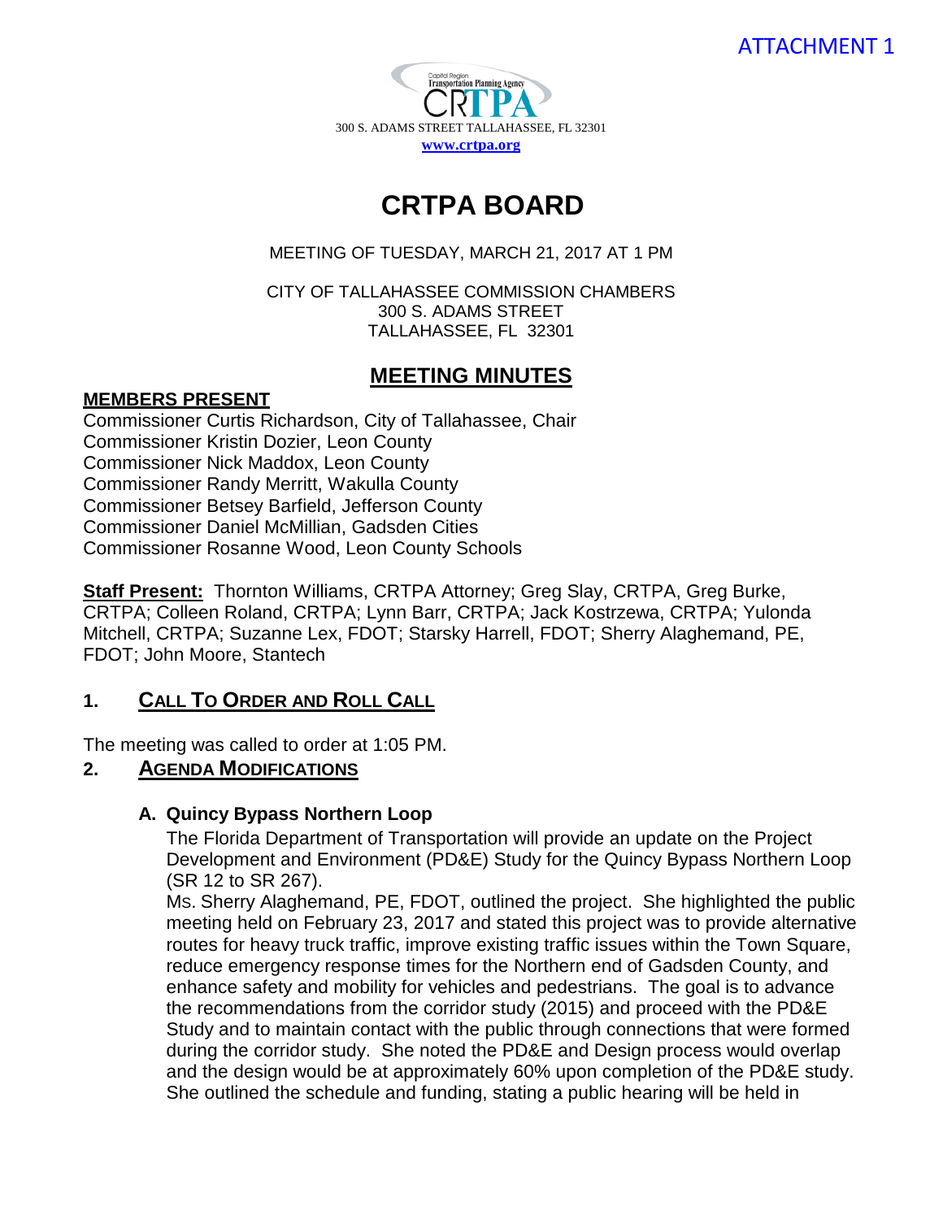ATTACHMENT 1

Capital Region Transportation Planning Agency
CRTPA
300 S. ADAMS STREET TALLAHASSEE, FL 32301
www.crtpa.org

# CRTPA BOARD

MEETING OF TUESDAY, MARCH 21, 2017 AT 1 PM

CITY OF TALLAHASSEE COMMISSION CHAMBERS
300 S. ADAMS STREET
TALLAHASSEE, FL 32301

## MEETING MINUTES

**MEMBERS PRESENT**

Commissioner Curtis Richardson, City of Tallahassee, Chair
Commissioner Kristin Dozier, Leon County
Commissioner Nick Maddox, Leon County
Commissioner Randy Merritt, Wakulla County
Commissioner Betsey Barfield, Jefferson County
Commissioner Daniel McMillian, Gadsden Cities
Commissioner Rosanne Wood, Leon County Schools

**Staff Present:** Thornton Williams, CRTPA Attorney; Greg Slay, CRTPA, Greg Burke, CRTPA; Colleen Roland, CRTPA; Lynn Barr, CRTPA; Jack Kostrzewa, CRTPA; Yulonda Mitchell, CRTPA; Suzanne Lex, FDOT; Starsky Harrell, FDOT; Sherry Alaghemand, PE, FDOT; John Moore, Stantech

### 1. CALL TO ORDER AND ROLL CALL

The meeting was called to order at 1:05 PM.

### 2. AGENDA MODIFICATIONS

#### A. Quincy Bypass Northern Loop

The Florida Department of Transportation will provide an update on the Project Development and Environment (PD&E) Study for the Quincy Bypass Northern Loop (SR 12 to SR 267).

Ms. Sherry Alaghemand, PE, FDOT, outlined the project. She highlighted the public meeting held on February 23, 2017 and stated this project was to provide alternative routes for heavy truck traffic, improve existing traffic issues within the Town Square, reduce emergency response times for the Northern end of Gadsden County, and enhance safety and mobility for vehicles and pedestrians. The goal is to advance the recommendations from the corridor study (2015) and proceed with the PD&E Study and to maintain contact with the public through connections that were formed during the corridor study. She noted the PD&E and Design process would overlap and the design would be at approximately 60% upon completion of the PD&E study. She outlined the schedule and funding, stating a public hearing will be held in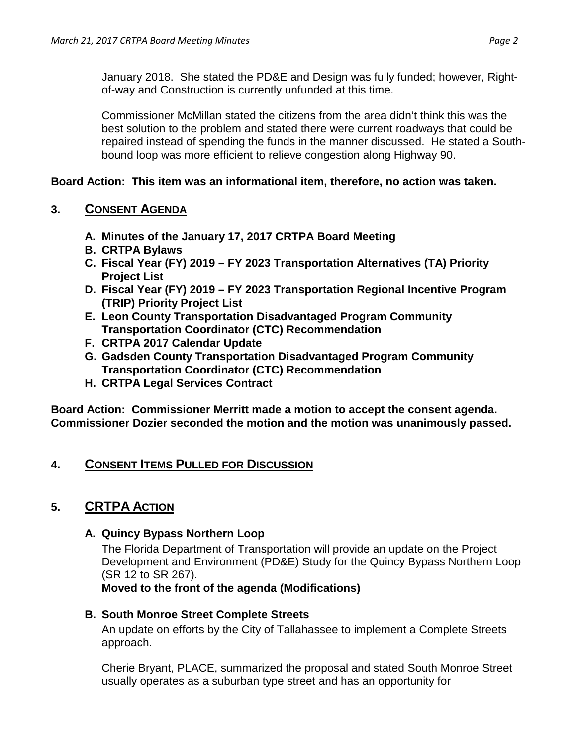January 2018. She stated the PD&E and Design was fully funded; however, Right-of-way and Construction is currently unfunded at this time.

Commissioner McMillan stated the citizens from the area didn't think this was the best solution to the problem and stated there were current roadways that could be repaired instead of spending the funds in the manner discussed. He stated a South-bound loop was more efficient to relieve congestion along Highway 90.

**Board Action: This item was an informational item, therefore, no action was taken.**

## 3. Consent Agenda

- **A. Minutes of the January 17, 2017 CRTPA Board Meeting**
- **B. CRTPA Bylaws**
- **C. Fiscal Year (FY) 2019 – FY 2023 Transportation Alternatives (TA) Priority Project List**
- **D. Fiscal Year (FY) 2019 – FY 2023 Transportation Regional Incentive Program (TRIP) Priority Project List**
- **E. Leon County Transportation Disadvantaged Program Community Transportation Coordinator (CTC) Recommendation**
- **F. CRTPA 2017 Calendar Update**
- **G. Gadsden County Transportation Disadvantaged Program Community Transportation Coordinator (CTC) Recommendation**
- **H. CRTPA Legal Services Contract**

**Board Action: Commissioner Merritt made a motion to accept the consent agenda. Commissioner Dozier seconded the motion and the motion was unanimously passed.**

## 4. Consent Items Pulled for Discussion

## 5. CRTPA Action

### A. Quincy Bypass Northern Loop

The Florida Department of Transportation will provide an update on the Project Development and Environment (PD&E) Study for the Quincy Bypass Northern Loop (SR 12 to SR 267).

**Moved to the front of the agenda (Modifications)**

### B. South Monroe Street Complete Streets

An update on efforts by the City of Tallahassee to implement a Complete Streets approach.

Cherie Bryant, PLACE, summarized the proposal and stated South Monroe Street usually operates as a suburban type street and has an opportunity for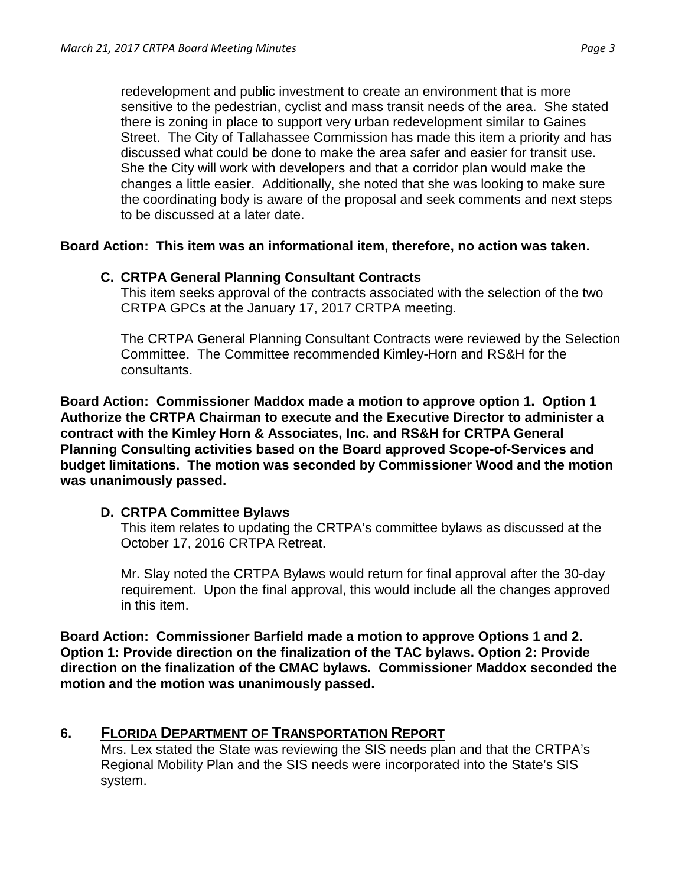redevelopment and public investment to create an environment that is more sensitive to the pedestrian, cyclist and mass transit needs of the area. She stated there is zoning in place to support very urban redevelopment similar to Gaines Street. The City of Tallahassee Commission has made this item a priority and has discussed what could be done to make the area safer and easier for transit use. She the City will work with developers and that a corridor plan would make the changes a little easier. Additionally, she noted that she was looking to make sure the coordinating body is aware of the proposal and seek comments and next steps to be discussed at a later date.

**Board Action: This item was an informational item, therefore, no action was taken.**

**C. CRTPA General Planning Consultant Contracts**

This item seeks approval of the contracts associated with the selection of the two CRTPA GPCs at the January 17, 2017 CRTPA meeting.

The CRTPA General Planning Consultant Contracts were reviewed by the Selection Committee. The Committee recommended Kimley-Horn and RS&H for the consultants.

**Board Action: Commissioner Maddox made a motion to approve option 1. Option 1 Authorize the CRTPA Chairman to execute and the Executive Director to administer a contract with the Kimley Horn & Associates, Inc. and RS&H for CRTPA General Planning Consulting activities based on the Board approved Scope-of-Services and budget limitations. The motion was seconded by Commissioner Wood and the motion was unanimously passed.**

**D. CRTPA Committee Bylaws**

This item relates to updating the CRTPA's committee bylaws as discussed at the October 17, 2016 CRTPA Retreat.

Mr. Slay noted the CRTPA Bylaws would return for final approval after the 30-day requirement. Upon the final approval, this would include all the changes approved in this item.

**Board Action: Commissioner Barfield made a motion to approve Options 1 and 2. Option 1: Provide direction on the finalization of the TAC bylaws. Option 2: Provide direction on the finalization of the CMAC bylaws. Commissioner Maddox seconded the motion and the motion was unanimously passed.**

## 6. FLORIDA DEPARTMENT OF TRANSPORTATION REPORT

Mrs. Lex stated the State was reviewing the SIS needs plan and that the CRTPA's Regional Mobility Plan and the SIS needs were incorporated into the State's SIS system.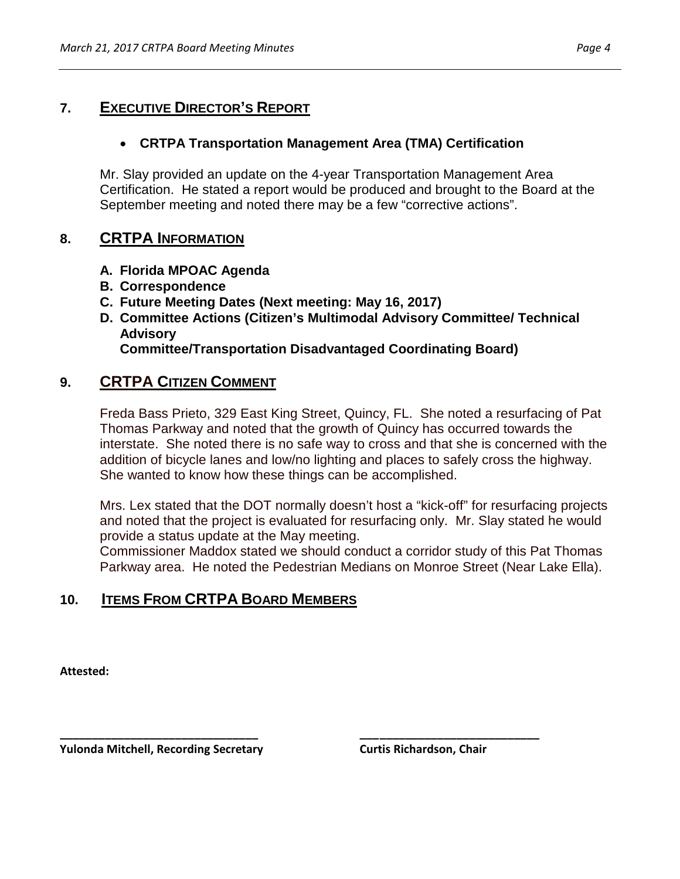## 7. EXECUTIVE DIRECTOR'S REPORT

- **CRTPA Transportation Management Area (TMA) Certification**

Mr. Slay provided an update on the 4-year Transportation Management Area Certification. He stated a report would be produced and brought to the Board at the September meeting and noted there may be a few "corrective actions".

## 8. CRTPA INFORMATION

- **A. Florida MPOAC Agenda**
- **B. Correspondence**
- **C. Future Meeting Dates (Next meeting: May 16, 2017)**
- **D. Committee Actions (Citizen's Multimodal Advisory Committee/ Technical Advisory Committee/Transportation Disadvantaged Coordinating Board)**

## 9. CRTPA CITIZEN COMMENT

Freda Bass Prieto, 329 East King Street, Quincy, FL. She noted a resurfacing of Pat Thomas Parkway and noted that the growth of Quincy has occurred towards the interstate. She noted there is no safe way to cross and that she is concerned with the addition of bicycle lanes and low/no lighting and places to safely cross the highway. She wanted to know how these things can be accomplished.

Mrs. Lex stated that the DOT normally doesn't host a "kick-off" for resurfacing projects and noted that the project is evaluated for resurfacing only. Mr. Slay stated he would provide a status update at the May meeting.
Commissioner Maddox stated we should conduct a corridor study of this Pat Thomas Parkway area. He noted the Pedestrian Medians on Monroe Street (Near Lake Ella).

## 10. ITEMS FROM CRTPA BOARD MEMBERS

**Attested:**

______________________________ ______________________________

**Yulonda Mitchell, Recording Secretary** **Curtis Richardson, Chair**